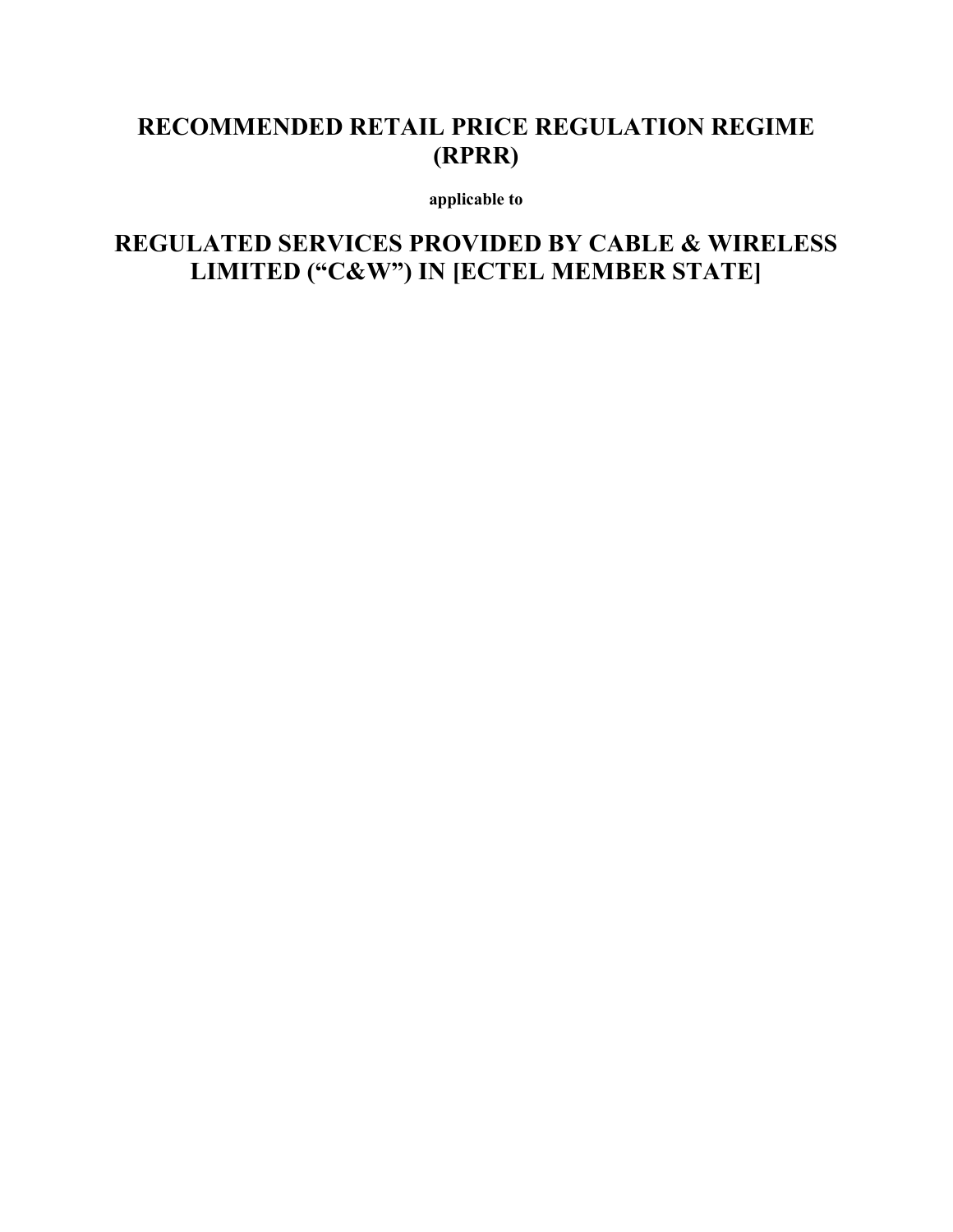# RECOMMENDED RETAIL PRICE REGULATION REGIME (RPRR)

**applicable to**

# REGULATED SERVICES PROVIDED BY CABLE & WIRELESS LIMITED ("C&W") IN [ECTEL MEMBER STATE]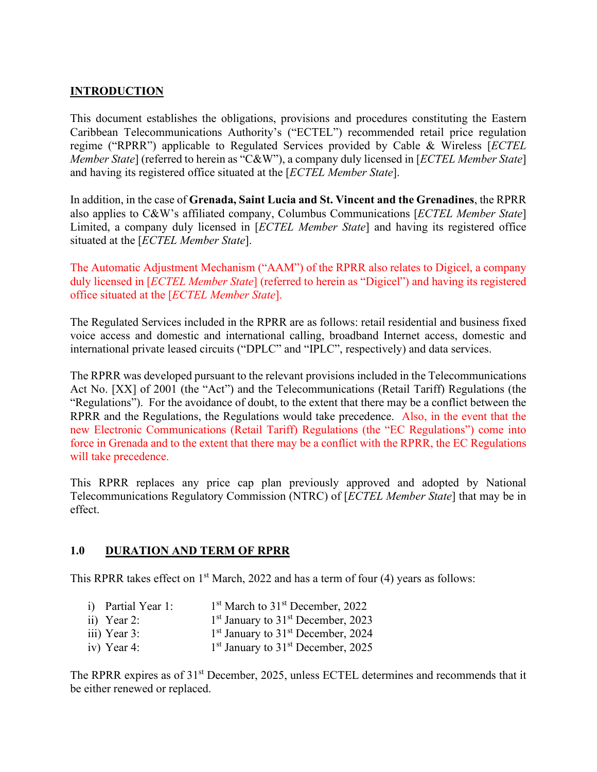## INTRODUCTION

This document establishes the obligations, provisions and procedures constituting the Eastern Caribbean Telecommunications Authority's ("ECTEL") recommended retail price regulation regime ("RPRR") applicable to Regulated Services provided by Cable & Wireless [*ECTEL Member State*] (referred to herein as "C&W"), a company duly licensed in [*ECTEL Member State*] and having its registered office situated at the [*ECTEL Member State*].

In addition, in the case of **Grenada, Saint Lucia and St. Vincent and the Grenadines**, the RPRR also applies to C&W's affiliated company, Columbus Communications [*ECTEL Member State*] Limited, a company duly licensed in [*ECTEL Member State*] and having its registered office situated at the [*ECTEL Member State*].

The Automatic Adjustment Mechanism ("AAM") of the RPRR also relates to Digicel, a company duly licensed in [*ECTEL Member State*] (referred to herein as "Digicel") and having its registered office situated at the [*ECTEL Member State*].

The Regulated Services included in the RPRR are as follows: retail residential and business fixed voice access and domestic and international calling, broadband Internet access, domestic and international private leased circuits ("DPLC" and "IPLC", respectively) and data services.

The RPRR was developed pursuant to the relevant provisions included in the Telecommunications Act No. [XX] of 2001 (the "Act") and the Telecommunications (Retail Tariff) Regulations (the "Regulations"). For the avoidance of doubt, to the extent that there may be a conflict between the RPRR and the Regulations, the Regulations would take precedence. Also, in the event that the new Electronic Communications (Retail Tariff) Regulations (the "EC Regulations") come into force in Grenada and to the extent that there may be a conflict with the RPRR, the EC Regulations will take precedence.

This RPRR replaces any price cap plan previously approved and adopted by National Telecommunications Regulatory Commission (NTRC) of [*ECTEL Member State*] that may be in effect.

## 1.0 DURATION AND TERM OF RPRR

This RPRR takes effect on 1st March, 2022 and has a term of four (4) years as follows:

i) Partial Year 1: 1st March to 31st December, 2022
ii) Year 2: 1st January to 31st December, 2023
iii) Year 3: 1st January to 31st December, 2024
iv) Year 4: 1st January to 31st December, 2025

The RPRR expires as of 31st December, 2025, unless ECTEL determines and recommends that it be either renewed or replaced.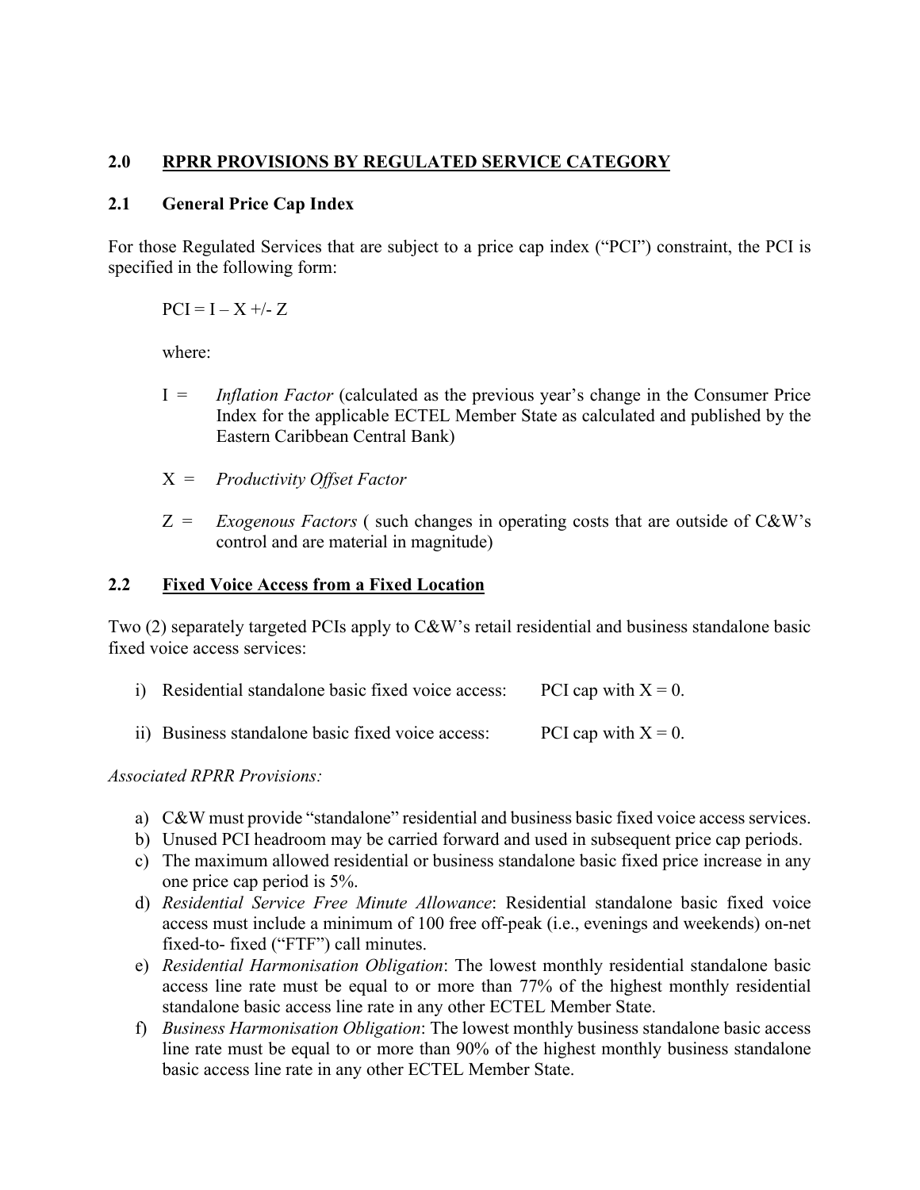## 2.0 RPRR PROVISIONS BY REGULATED SERVICE CATEGORY

### 2.1 General Price Cap Index

For those Regulated Services that are subject to a price cap index ("PCI") constraint, the PCI is specified in the following form:

$$PCI = I - X +/- Z$$

where:

I = *Inflation Factor* (calculated as the previous year's change in the Consumer Price Index for the applicable ECTEL Member State as calculated and published by the Eastern Caribbean Central Bank)

X = *Productivity Offset Factor*

Z = *Exogenous Factors* ( such changes in operating costs that are outside of C&W's control and are material in magnitude)

### 2.2 Fixed Voice Access from a Fixed Location

Two (2) separately targeted PCIs apply to C&W's retail residential and business standalone basic fixed voice access services:

i) Residential standalone basic fixed voice access: PCI cap with X = 0.

ii) Business standalone basic fixed voice access: PCI cap with X = 0.

*Associated RPRR Provisions:*

a) C&W must provide "standalone" residential and business basic fixed voice access services.
b) Unused PCI headroom may be carried forward and used in subsequent price cap periods.
c) The maximum allowed residential or business standalone basic fixed price increase in any one price cap period is 5%.
d) *Residential Service Free Minute Allowance*: Residential standalone basic fixed voice access must include a minimum of 100 free off-peak (i.e., evenings and weekends) on-net fixed-to- fixed ("FTF") call minutes.
e) *Residential Harmonisation Obligation*: The lowest monthly residential standalone basic access line rate must be equal to or more than 77% of the highest monthly residential standalone basic access line rate in any other ECTEL Member State.
f) *Business Harmonisation Obligation*: The lowest monthly business standalone basic access line rate must be equal to or more than 90% of the highest monthly business standalone basic access line rate in any other ECTEL Member State.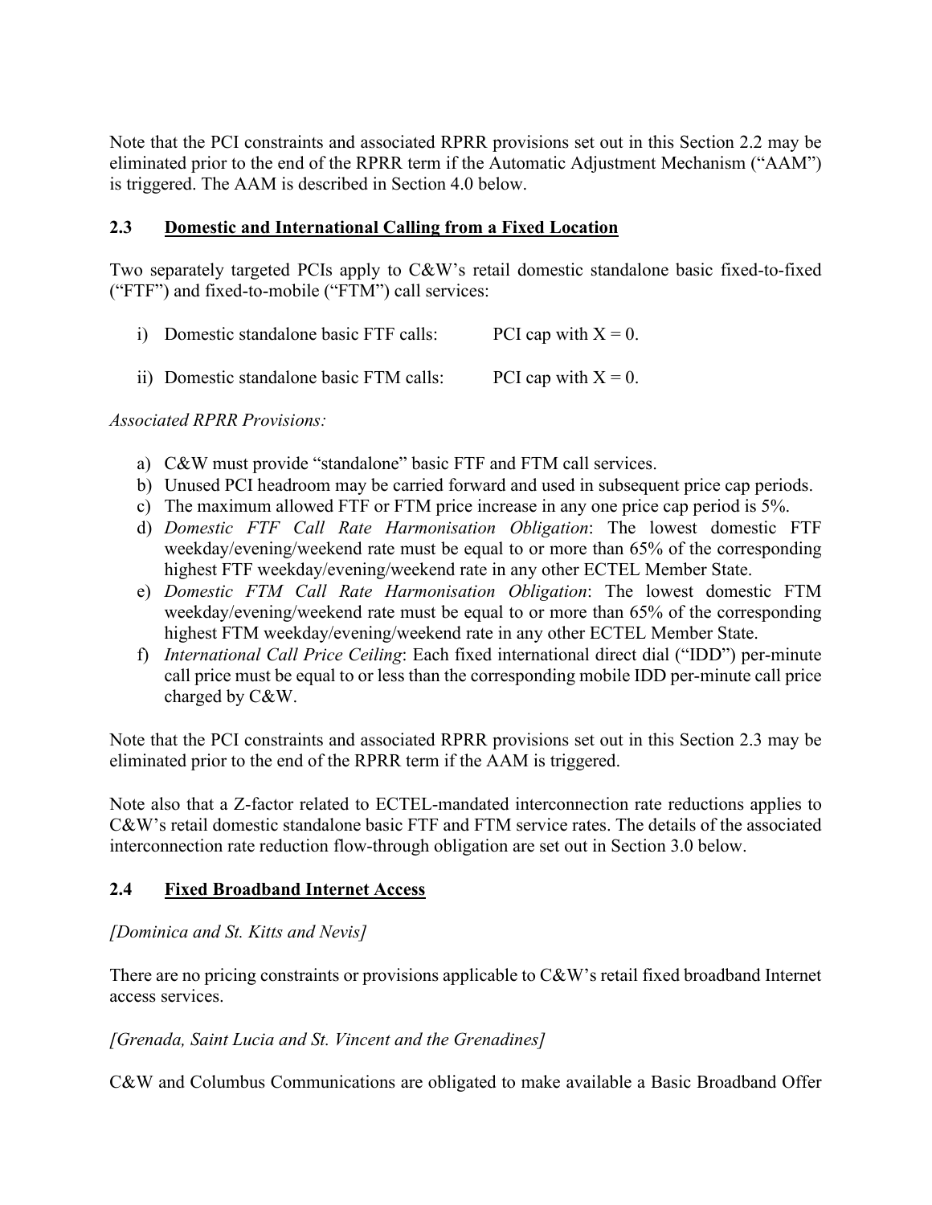Note that the PCI constraints and associated RPRR provisions set out in this Section 2.2 may be eliminated prior to the end of the RPRR term if the Automatic Adjustment Mechanism ("AAM") is triggered. The AAM is described in Section 4.0 below.

### 2.3 Domestic and International Calling from a Fixed Location

Two separately targeted PCIs apply to C&W's retail domestic standalone basic fixed-to-fixed ("FTF") and fixed-to-mobile ("FTM") call services:

i) Domestic standalone basic FTF calls: PCI cap with X = 0.

ii) Domestic standalone basic FTM calls: PCI cap with X = 0.

*Associated RPRR Provisions:*

a) C&W must provide "standalone" basic FTF and FTM call services.
b) Unused PCI headroom may be carried forward and used in subsequent price cap periods.
c) The maximum allowed FTF or FTM price increase in any one price cap period is 5%.
d) *Domestic FTF Call Rate Harmonisation Obligation*: The lowest domestic FTF weekday/evening/weekend rate must be equal to or more than 65% of the corresponding highest FTF weekday/evening/weekend rate in any other ECTEL Member State.
e) *Domestic FTM Call Rate Harmonisation Obligation*: The lowest domestic FTM weekday/evening/weekend rate must be equal to or more than 65% of the corresponding highest FTM weekday/evening/weekend rate in any other ECTEL Member State.
f) *International Call Price Ceiling*: Each fixed international direct dial ("IDD") per-minute call price must be equal to or less than the corresponding mobile IDD per-minute call price charged by C&W.

Note that the PCI constraints and associated RPRR provisions set out in this Section 2.3 may be eliminated prior to the end of the RPRR term if the AAM is triggered.

Note also that a Z-factor related to ECTEL-mandated interconnection rate reductions applies to C&W's retail domestic standalone basic FTF and FTM service rates. The details of the associated interconnection rate reduction flow-through obligation are set out in Section 3.0 below.

### 2.4 Fixed Broadband Internet Access

*[Dominica and St. Kitts and Nevis]*

There are no pricing constraints or provisions applicable to C&W's retail fixed broadband Internet access services.

*[Grenada, Saint Lucia and St. Vincent and the Grenadines]*

C&W and Columbus Communications are obligated to make available a Basic Broadband Offer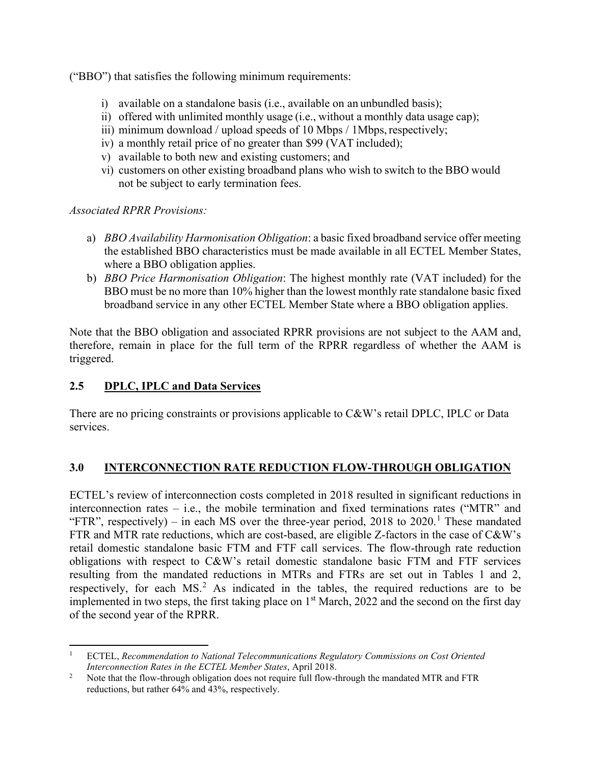("BBO") that satisfies the following minimum requirements:

i) available on a standalone basis (i.e., available on an unbundled basis);
ii) offered with unlimited monthly usage (i.e., without a monthly data usage cap);
iii) minimum download / upload speeds of 10 Mbps / 1Mbps, respectively;
iv) a monthly retail price of no greater than $99 (VAT included);
v) available to both new and existing customers; and
vi) customers on other existing broadband plans who wish to switch to the BBO would not be subject to early termination fees.

*Associated RPRR Provisions:*

a) *BBO Availability Harmonisation Obligation*: a basic fixed broadband service offer meeting the established BBO characteristics must be made available in all ECTEL Member States, where a BBO obligation applies.
b) *BBO Price Harmonisation Obligation*: The highest monthly rate (VAT included) for the BBO must be no more than 10% higher than the lowest monthly rate standalone basic fixed broadband service in any other ECTEL Member State where a BBO obligation applies.

Note that the BBO obligation and associated RPRR provisions are not subject to the AAM and, therefore, remain in place for the full term of the RPRR regardless of whether the AAM is triggered.

## 2.5 DPLC, IPLC and Data Services

There are no pricing constraints or provisions applicable to C&W's retail DPLC, IPLC or Data services.

## 3.0 INTERCONNECTION RATE REDUCTION FLOW-THROUGH OBLIGATION

ECTEL's review of interconnection costs completed in 2018 resulted in significant reductions in interconnection rates – i.e., the mobile termination and fixed terminations rates ("MTR" and "FTR", respectively) – in each MS over the three-year period, 2018 to 2020.[1] These mandated FTR and MTR rate reductions, which are cost-based, are eligible Z-factors in the case of C&W's retail domestic standalone basic FTM and FTF call services. The flow-through rate reduction obligations with respect to C&W's retail domestic standalone basic FTM and FTF services resulting from the mandated reductions in MTRs and FTRs are set out in Tables 1 and 2, respectively, for each MS.[2] As indicated in the tables, the required reductions are to be implemented in two steps, the first taking place on 1st March, 2022 and the second on the first day of the second year of the RPRR.

---

[1] ECTEL, *Recommendation to National Telecommunications Regulatory Commissions on Cost Oriented Interconnection Rates in the ECTEL Member States*, April 2018.

[2] Note that the flow-through obligation does not require full flow-through the mandated MTR and FTR reductions, but rather 64% and 43%, respectively.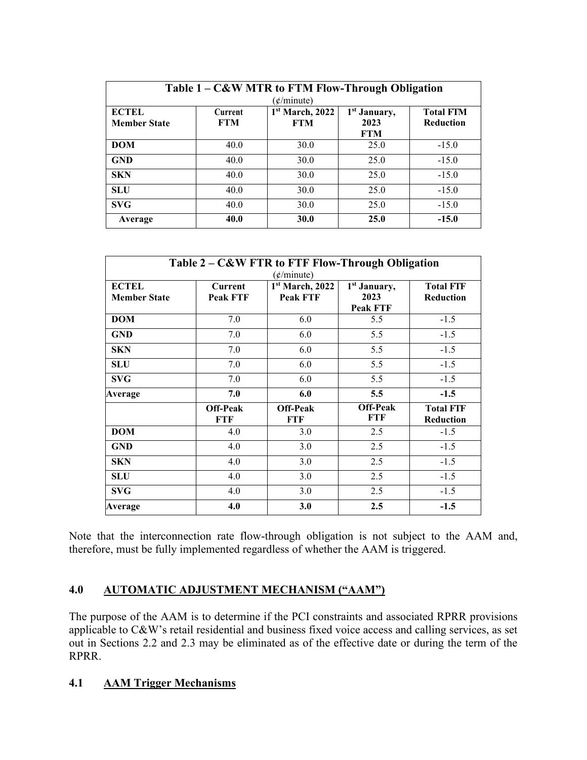| **Table 1 – C&W MTR to FTM Flow-Through Obligation** (¢/minute) | | | | |
|---|---|---|---|---|
| **ECTEL Member State** | **Current FTM** | **1st March, 2022 FTM** | **1st January, 2023 FTM** | **Total FTM Reduction** |
| **DOM** | 40.0 | 30.0 | 25.0 | -15.0 |
| **GND** | 40.0 | 30.0 | 25.0 | -15.0 |
| **SKN** | 40.0 | 30.0 | 25.0 | -15.0 |
| **SLU** | 40.0 | 30.0 | 25.0 | -15.0 |
| **SVG** | 40.0 | 30.0 | 25.0 | -15.0 |
| **Average** | **40.0** | **30.0** | **25.0** | **-15.0** |

| **Table 2 – C&W FTR to FTF Flow-Through Obligation** (¢/minute) | | | | |
|---|---|---|---|---|
| **ECTEL Member State** | **Current Peak FTF** | **1st March, 2022 Peak FTF** | **1st January, 2023 Peak FTF** | **Total FTF Reduction** |
| **DOM** | 7.0 | 6.0 | 5.5 | -1.5 |
| **GND** | 7.0 | 6.0 | 5.5 | -1.5 |
| **SKN** | 7.0 | 6.0 | 5.5 | -1.5 |
| **SLU** | 7.0 | 6.0 | 5.5 | -1.5 |
| **SVG** | 7.0 | 6.0 | 5.5 | -1.5 |
| **Average** | **7.0** | **6.0** | **5.5** | **-1.5** |
| | **Off-Peak FTF** | **Off-Peak FTF** | **Off-Peak FTF** | **Total FTF Reduction** |
| **DOM** | 4.0 | 3.0 | 2.5 | -1.5 |
| **GND** | 4.0 | 3.0 | 2.5 | -1.5 |
| **SKN** | 4.0 | 3.0 | 2.5 | -1.5 |
| **SLU** | 4.0 | 3.0 | 2.5 | -1.5 |
| **SVG** | 4.0 | 3.0 | 2.5 | -1.5 |
| **Average** | **4.0** | **3.0** | **2.5** | **-1.5** |

Note that the interconnection rate flow-through obligation is not subject to the AAM and, therefore, must be fully implemented regardless of whether the AAM is triggered.

## 4.0 AUTOMATIC ADJUSTMENT MECHANISM ("AAM")

The purpose of the AAM is to determine if the PCI constraints and associated RPRR provisions applicable to C&W's retail residential and business fixed voice access and calling services, as set out in Sections 2.2 and 2.3 may be eliminated as of the effective date or during the term of the RPRR.

### 4.1 AAM Trigger Mechanisms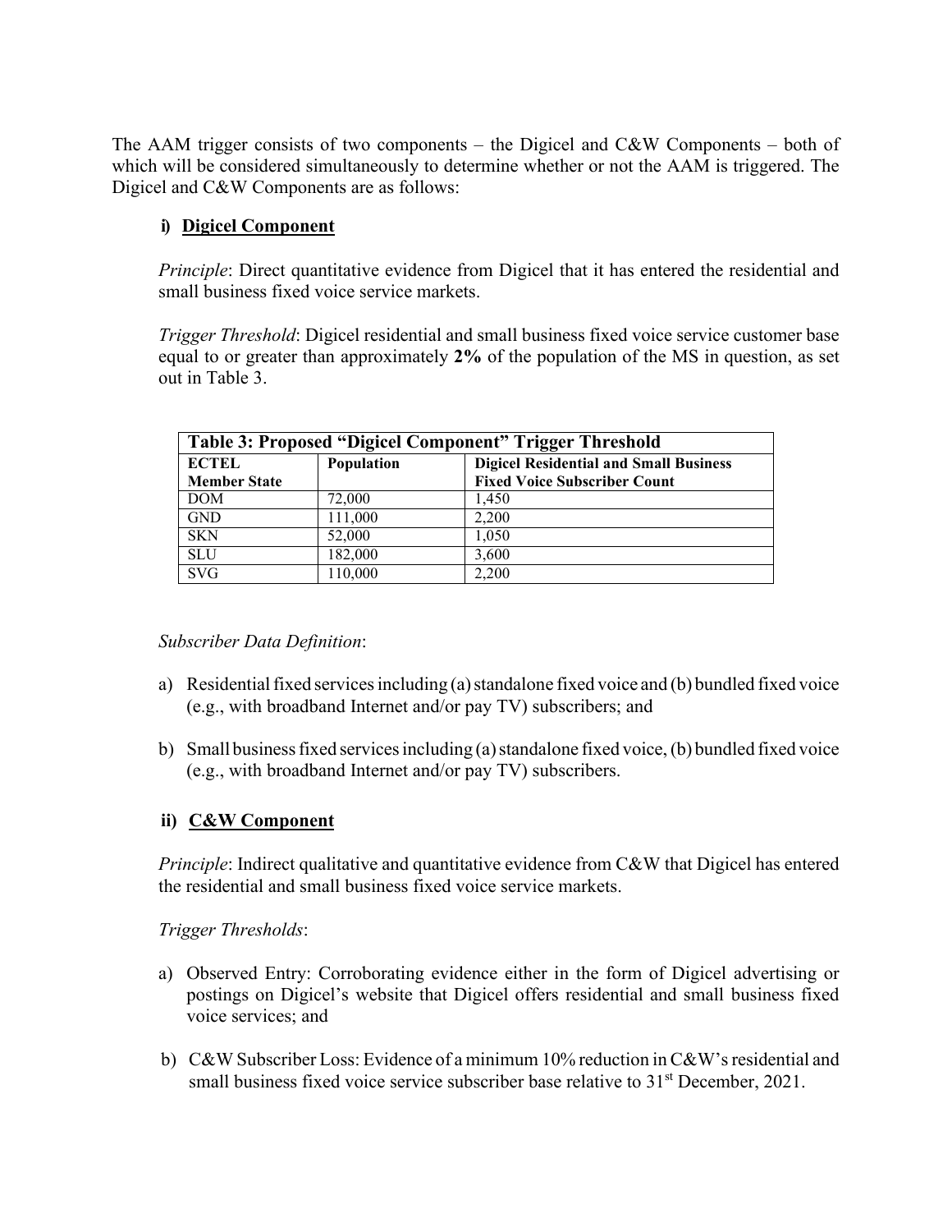The AAM trigger consists of two components – the Digicel and C&W Components – both of which will be considered simultaneously to determine whether or not the AAM is triggered. The Digicel and C&W Components are as follows:

**i) Digicel Component**

*Principle*: Direct quantitative evidence from Digicel that it has entered the residential and small business fixed voice service markets.

*Trigger Threshold*: Digicel residential and small business fixed voice service customer base equal to or greater than approximately **2%** of the population of the MS in question, as set out in Table 3.

| Table 3: Proposed "Digicel Component" Trigger Threshold | | |
|---|---|---|
| **ECTEL Member State** | **Population** | **Digicel Residential and Small Business Fixed Voice Subscriber Count** |
| DOM | 72,000 | 1,450 |
| GND | 111,000 | 2,200 |
| SKN | 52,000 | 1,050 |
| SLU | 182,000 | 3,600 |
| SVG | 110,000 | 2,200 |

*Subscriber Data Definition*:

a) Residential fixed services including (a) standalone fixed voice and (b) bundled fixed voice (e.g., with broadband Internet and/or pay TV) subscribers; and

b) Small business fixed services including (a) standalone fixed voice, (b) bundled fixed voice (e.g., with broadband Internet and/or pay TV) subscribers.

**ii) C&W Component**

*Principle*: Indirect qualitative and quantitative evidence from C&W that Digicel has entered the residential and small business fixed voice service markets.

*Trigger Thresholds*:

a) Observed Entry: Corroborating evidence either in the form of Digicel advertising or postings on Digicel's website that Digicel offers residential and small business fixed voice services; and

b) C&W Subscriber Loss: Evidence of a minimum 10% reduction in C&W's residential and small business fixed voice service subscriber base relative to 31st December, 2021.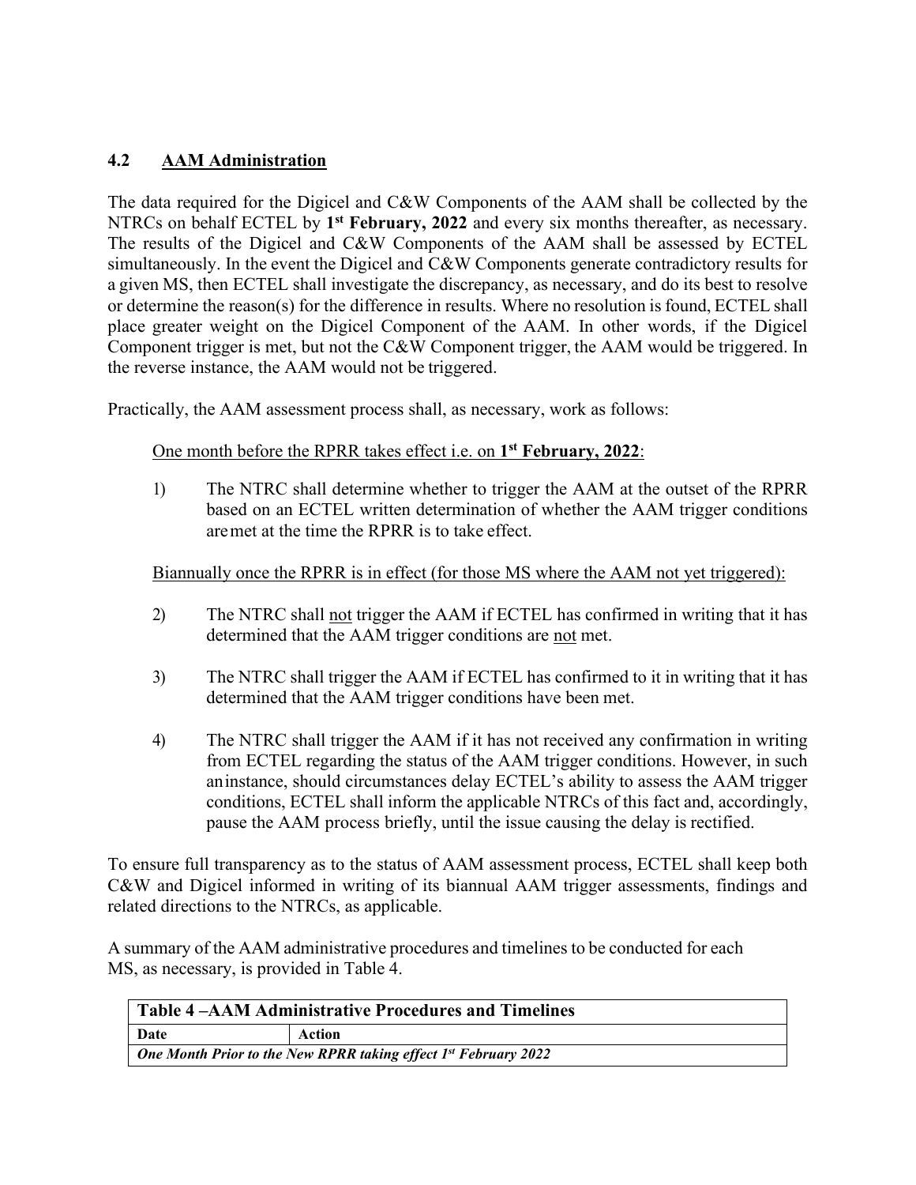### 4.2 <u>AAM Administration</u>

The data required for the Digicel and C&W Components of the AAM shall be collected by the NTRCs on behalf ECTEL by **1st February, 2022** and every six months thereafter, as necessary. The results of the Digicel and C&W Components of the AAM shall be assessed by ECTEL simultaneously. In the event the Digicel and C&W Components generate contradictory results for a given MS, then ECTEL shall investigate the discrepancy, as necessary, and do its best to resolve or determine the reason(s) for the difference in results. Where no resolution is found, ECTEL shall place greater weight on the Digicel Component of the AAM. In other words, if the Digicel Component trigger is met, but not the C&W Component trigger, the AAM would be triggered. In the reverse instance, the AAM would not be triggered.

Practically, the AAM assessment process shall, as necessary, work as follows:

<u>One month before the RPRR takes effect i.e. on **1st February, 2022**:</u>

1) The NTRC shall determine whether to trigger the AAM at the outset of the RPRR based on an ECTEL written determination of whether the AAM trigger conditions are met at the time the RPRR is to take effect.

<u>Biannually once the RPRR is in effect (for those MS where the AAM not yet triggered):</u>

2) The NTRC shall <u>not</u> trigger the AAM if ECTEL has confirmed in writing that it has determined that the AAM trigger conditions are <u>not</u> met.

3) The NTRC shall trigger the AAM if ECTEL has confirmed to it in writing that it has determined that the AAM trigger conditions have been met.

4) The NTRC shall trigger the AAM if it has not received any confirmation in writing from ECTEL regarding the status of the AAM trigger conditions. However, in such an instance, should circumstances delay ECTEL's ability to assess the AAM trigger conditions, ECTEL shall inform the applicable NTRCs of this fact and, accordingly, pause the AAM process briefly, until the issue causing the delay is rectified.

To ensure full transparency as to the status of AAM assessment process, ECTEL shall keep both C&W and Digicel informed in writing of its biannual AAM trigger assessments, findings and related directions to the NTRCs, as applicable.

A summary of the AAM administrative procedures and timelines to be conducted for each MS, as necessary, is provided in Table 4.

| **Table 4 –AAM Administrative Procedures and Timelines** | |
|---|---|
| **Date** | **Action** |
| ***One Month Prior to the New RPRR taking effect 1st February 2022*** | |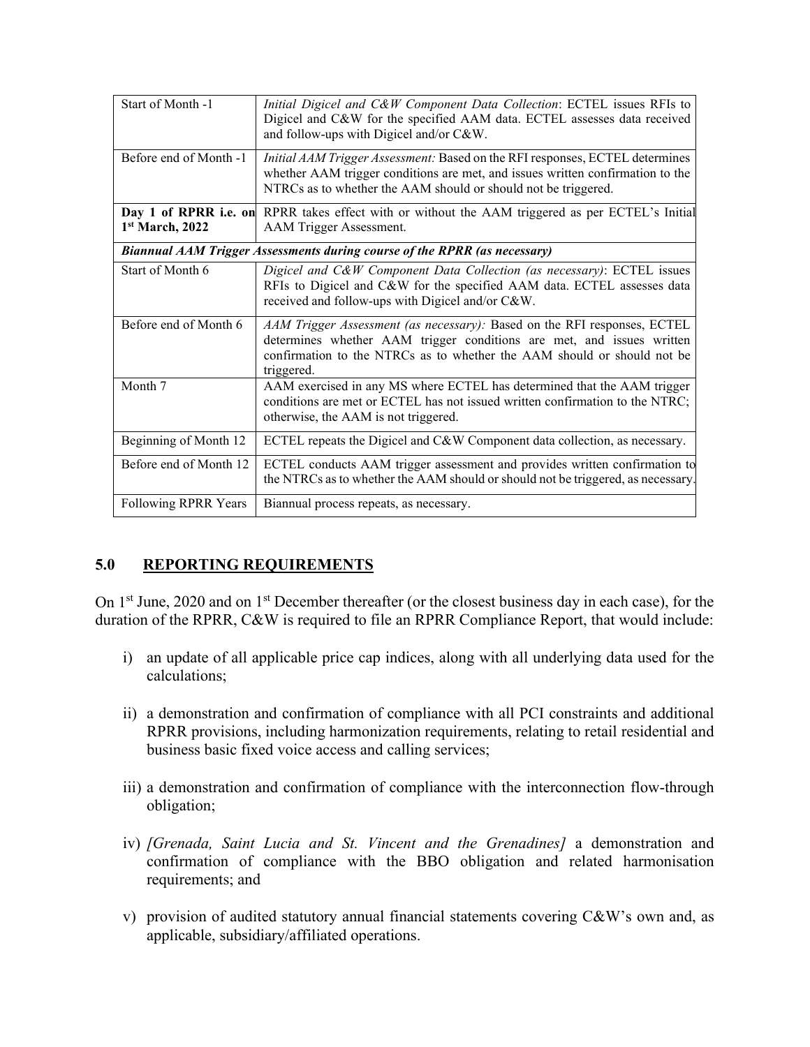| | |
|---|---|
| Start of Month -1 | *Initial Digicel and C&W Component Data Collection*: ECTEL issues RFIs to Digicel and C&W for the specified AAM data. ECTEL assesses data received and follow-ups with Digicel and/or C&W. |
| Before end of Month -1 | *Initial AAM Trigger Assessment:* Based on the RFI responses, ECTEL determines whether AAM trigger conditions are met, and issues written confirmation to the NTRCs as to whether the AAM should or should not be triggered. |
| **Day 1 of RPRR i.e. on 1st March, 2022** | RPRR takes effect with or without the AAM triggered as per ECTEL's Initial AAM Trigger Assessment. |
| ***Biannual AAM Trigger Assessments during course of the RPRR (as necessary)*** | |
| Start of Month 6 | *Digicel and C&W Component Data Collection (as necessary)*: ECTEL issues RFIs to Digicel and C&W for the specified AAM data. ECTEL assesses data received and follow-ups with Digicel and/or C&W. |
| Before end of Month 6 | *AAM Trigger Assessment (as necessary):* Based on the RFI responses, ECTEL determines whether AAM trigger conditions are met, and issues written confirmation to the NTRCs as to whether the AAM should or should not be triggered. |
| Month 7 | AAM exercised in any MS where ECTEL has determined that the AAM trigger conditions are met or ECTEL has not issued written confirmation to the NTRC; otherwise, the AAM is not triggered. |
| Beginning of Month 12 | ECTEL repeats the Digicel and C&W Component data collection, as necessary. |
| Before end of Month 12 | ECTEL conducts AAM trigger assessment and provides written confirmation to the NTRCs as to whether the AAM should or should not be triggered, as necessary. |
| Following RPRR Years | Biannual process repeats, as necessary. |

## 5.0 REPORTING REQUIREMENTS

On 1st June, 2020 and on 1st December thereafter (or the closest business day in each case), for the duration of the RPRR, C&W is required to file an RPRR Compliance Report, that would include:

i) an update of all applicable price cap indices, along with all underlying data used for the calculations;

ii) a demonstration and confirmation of compliance with all PCI constraints and additional RPRR provisions, including harmonization requirements, relating to retail residential and business basic fixed voice access and calling services;

iii) a demonstration and confirmation of compliance with the interconnection flow-through obligation;

iv) *[Grenada, Saint Lucia and St. Vincent and the Grenadines]* a demonstration and confirmation of compliance with the BBO obligation and related harmonisation requirements; and

v) provision of audited statutory annual financial statements covering C&W's own and, as applicable, subsidiary/affiliated operations.